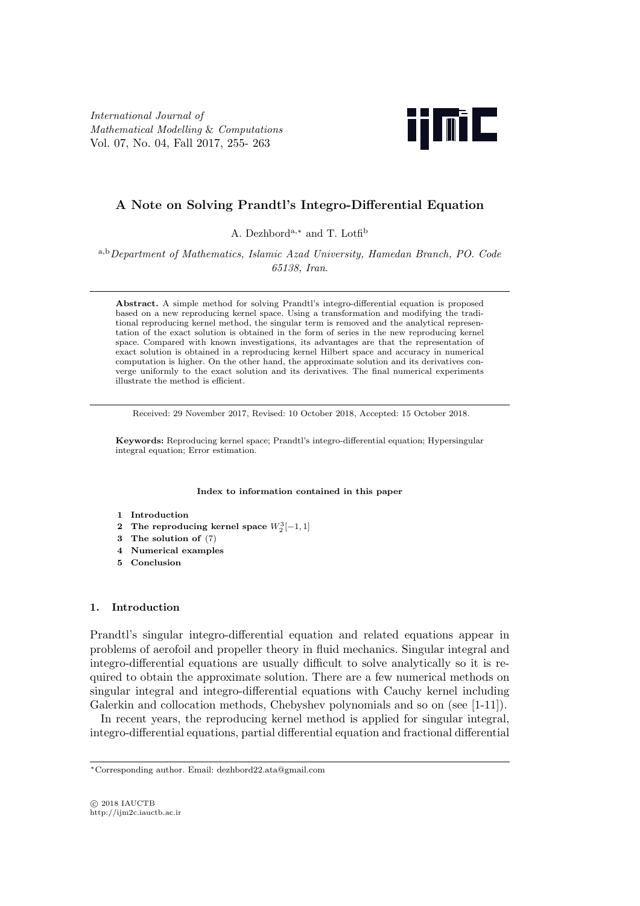# A Note on Solving Prandtl's Integro-Differential Equation

A. Dezhbord[a,*] and T. Lotfi[b]

[a,b] *Department of Mathematics, Islamic Azad University, Hamedan Branch, PO. Code 65138, Iran.*

---

**Abstract.** A simple method for solving Prandtl's integro-differential equation is proposed based on a new reproducing kernel space. Using a transformation and modifying the traditional reproducing kernel method, the singular term is removed and the analytical representation of the exact solution is obtained in the form of series in the new reproducing kernel space. Compared with known investigations, its advantages are that the representation of exact solution is obtained in a reproducing kernel Hilbert space and accuracy in numerical computation is higher. On the other hand, the approximate solution and its derivatives converge uniformly to the exact solution and its derivatives. The final numerical experiments illustrate the method is efficient.

---

Received: 29 November 2017, Revised: 10 October 2018, Accepted: 15 October 2018.

**Keywords:** Reproducing kernel space; Prandtl's integro-differential equation; Hypersingular integral equation; Error estimation.

**Index to information contained in this paper**

1. **Introduction**
2. **The reproducing kernel space** $W_2^3[-1, 1]$
3. **The solution of** (7)
4. **Numerical examples**
5. **Conclusion**

## 1. Introduction

Prandtl's singular integro-differential equation and related equations appear in problems of aerofoil and propeller theory in fluid mechanics. Singular integral and integro-differential equations are usually difficult to solve analytically so it is required to obtain the approximate solution. There are a few numerical methods on singular integral and integro-differential equations with Cauchy kernel including Galerkin and collocation methods, Chebyshev polynomials and so on (see [1-11]).

In recent years, the reproducing kernel method is applied for singular integral, integro-differential equations, partial differential equation and fractional differential

---

*Corresponding author. Email: dezhbord22.ata@gmail.com

© 2018 IAUCTB
http://ijm2c.iauctb.ac.ir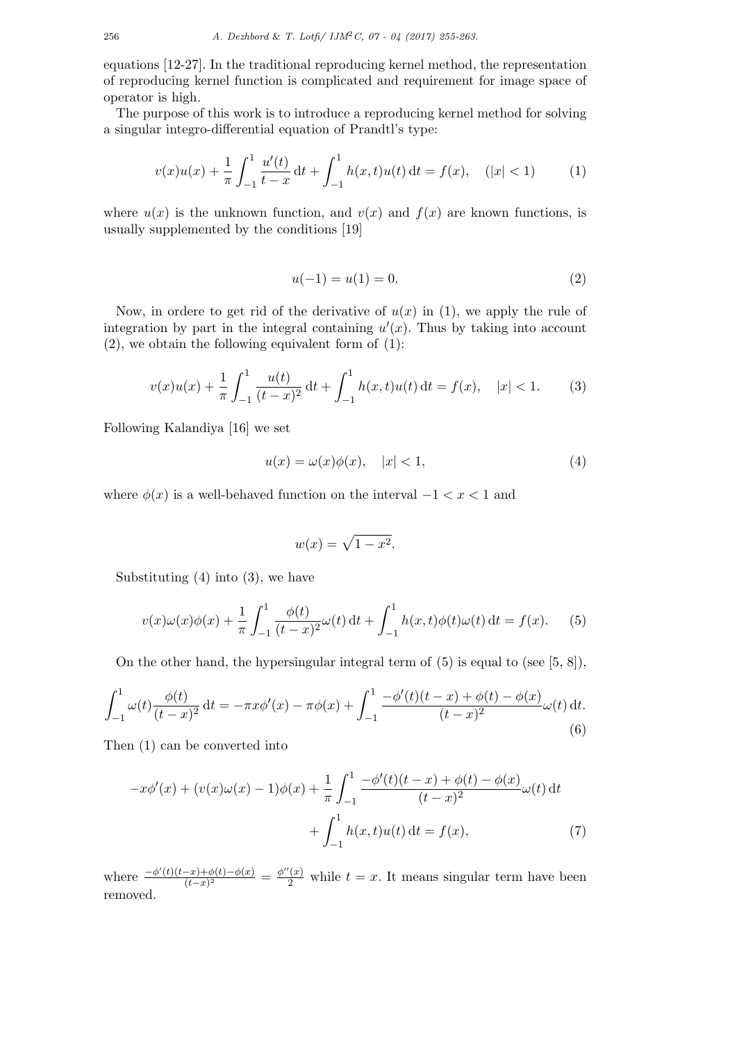equations [12-27]. In the traditional reproducing kernel method, the representation of reproducing kernel function is complicated and requirement for image space of operator is high.

The purpose of this work is to introduce a reproducing kernel method for solving a singular integro-differential equation of Prandtl's type:

$$v(x)u(x) + \frac{1}{\pi}\int_{-1}^{1}\frac{u'(t)}{t-x}\,\mathrm{d}t + \int_{-1}^{1}h(x,t)u(t)\,\mathrm{d}t = f(x), \quad (|x|<1) \tag{1}$$

where $u(x)$ is the unknown function, and $v(x)$ and $f(x)$ are known functions, is usually supplemented by the conditions [19]

$$u(-1) = u(1) = 0. \tag{2}$$

Now, in ordere to get rid of the derivative of $u(x)$ in (1), we apply the rule of integration by part in the integral containing $u'(x)$. Thus by taking into account (2), we obtain the following equivalent form of (1):

$$v(x)u(x) + \frac{1}{\pi}\int_{-1}^{1}\frac{u(t)}{(t-x)^2}\,\mathrm{d}t + \int_{-1}^{1}h(x,t)u(t)\,\mathrm{d}t = f(x), \quad |x|<1. \tag{3}$$

Following Kalandiya [16] we set

$$u(x) = \omega(x)\phi(x), \quad |x|<1, \tag{4}$$

where $\phi(x)$ is a well-behaved function on the interval $-1<x<1$ and

$$w(x) = \sqrt{1-x^2}.$$

Substituting (4) into (3), we have

$$v(x)\omega(x)\phi(x) + \frac{1}{\pi}\int_{-1}^{1}\frac{\phi(t)}{(t-x)^2}\omega(t)\,\mathrm{d}t + \int_{-1}^{1}h(x,t)\phi(t)\omega(t)\,\mathrm{d}t = f(x). \tag{5}$$

On the other hand, the hypersingular integral term of (5) is equal to (see [5, 8]),

$$\int_{-1}^{1}\omega(t)\frac{\phi(t)}{(t-x)^2}\,\mathrm{d}t = -\pi x\phi'(x) - \pi\phi(x) + \int_{-1}^{1}\frac{-\phi'(t)(t-x)+\phi(t)-\phi(x)}{(t-x)^2}\omega(t)\,\mathrm{d}t. \tag{6}$$

Then (1) can be converted into

$$-x\phi'(x) + (v(x)\omega(x)-1)\phi(x) + \frac{1}{\pi}\int_{-1}^{1}\frac{-\phi'(t)(t-x)+\phi(t)-\phi(x)}{(t-x)^2}\omega(t)\,\mathrm{d}t + \int_{-1}^{1}h(x,t)u(t)\,\mathrm{d}t = f(x), \tag{7}$$

where $\frac{-\phi'(t)(t-x)+\phi(t)-\phi(x)}{(t-x)^2} = \frac{\phi''(x)}{2}$ while $t=x$. It means singular term have been removed.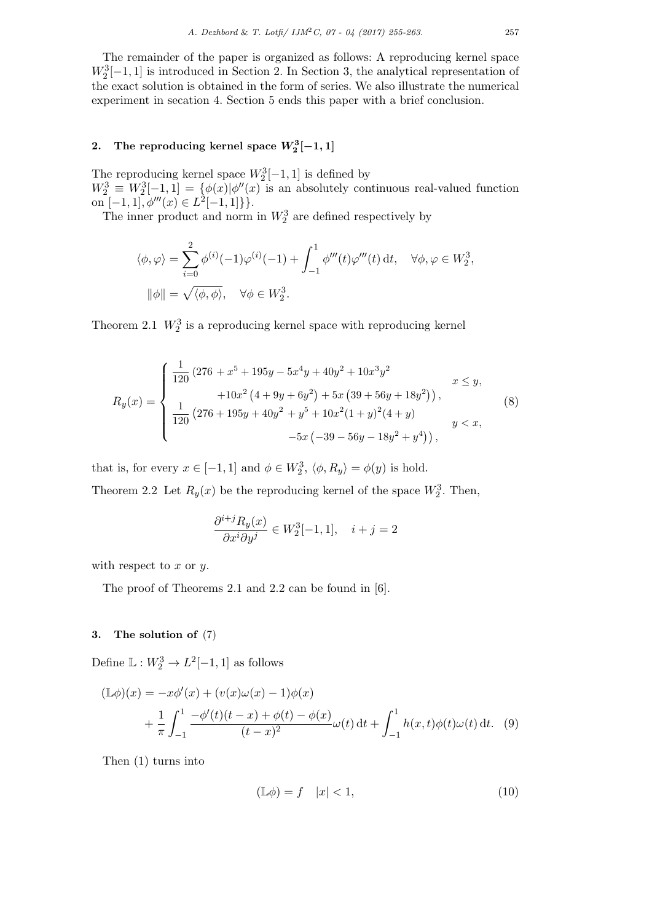The remainder of the paper is organized as follows: A reproducing kernel space $W_2^3[-1,1]$ is introduced in Section 2. In Section 3, the analytical representation of the exact solution is obtained in the form of series. We also illustrate the numerical experiment in secation 4. Section 5 ends this paper with a brief conclusion.

## 2. The reproducing kernel space $W_2^3[-1,1]$

The reproducing kernel space $W_2^3[-1,1]$ is defined by
$W_2^3 \equiv W_2^3[-1,1] = \{\phi(x) | \phi''(x)$ is an absolutely continuous real-valued function on $[-1,1], \phi'''(x) \in L^2[-1,1]\}\}$.

The inner product and norm in $W_2^3$ are defined respectively by

$$
\langle \phi, \varphi \rangle = \sum_{i=0}^{2} \phi^{(i)}(-1)\varphi^{(i)}(-1) + \int_{-1}^{1} \phi'''(t)\varphi'''(t)\,\mathrm{d}t, \quad \forall \phi, \varphi \in W_2^3,
$$

$$
\|\phi\| = \sqrt{\langle \phi, \phi \rangle}, \quad \forall \phi \in W_2^3.
$$

Theorem 2.1 $W_2^3$ is a reproducing kernel space with reproducing kernel

$$
R_y(x) = \begin{cases} \dfrac{1}{120}\left(276 + x^5 + 195y - 5x^4y + 40y^2 + 10x^3y^2 \right. \\ \qquad \left. +10x^2\left(4 + 9y + 6y^2\right) + 5x\left(39 + 56y + 18y^2\right)\right), & x \leq y, \\ \dfrac{1}{120}\left(276 + 195y + 40y^2 + y^5 + 10x^2(1+y)^2(4+y) \right. \\ \qquad \left. -5x\left(-39 - 56y - 18y^2 + y^4\right)\right), & y < x, \end{cases} \tag{8}
$$

that is, for every $x \in [-1,1]$ and $\phi \in W_2^3$, $\langle \phi, R_y \rangle = \phi(y)$ is hold.

Theorem 2.2 Let $R_y(x)$ be the reproducing kernel of the space $W_2^3$. Then,

$$
\frac{\partial^{i+j} R_y(x)}{\partial x^i \partial y^j} \in W_2^3[-1,1], \quad i + j = 2
$$

with respect to $x$ or $y$.

The proof of Theorems 2.1 and 2.2 can be found in [6].

## 3. The solution of (7)

Define $\mathbb{L} : W_2^3 \to L^2[-1,1]$ as follows

$$
\begin{aligned}
(\mathbb{L}\phi)(x) &= -x\phi'(x) + (v(x)\omega(x) - 1)\phi(x) \\
&+ \frac{1}{\pi}\int_{-1}^{1} \frac{-\phi'(t)(t-x) + \phi(t) - \phi(x)}{(t-x)^2}\omega(t)\,\mathrm{d}t + \int_{-1}^{1} h(x,t)\phi(t)\omega(t)\,\mathrm{d}t.
\end{aligned} \tag{9}
$$

Then (1) turns into

$$
(\mathbb{L}\phi) = f \quad |x| < 1, \tag{10}
$$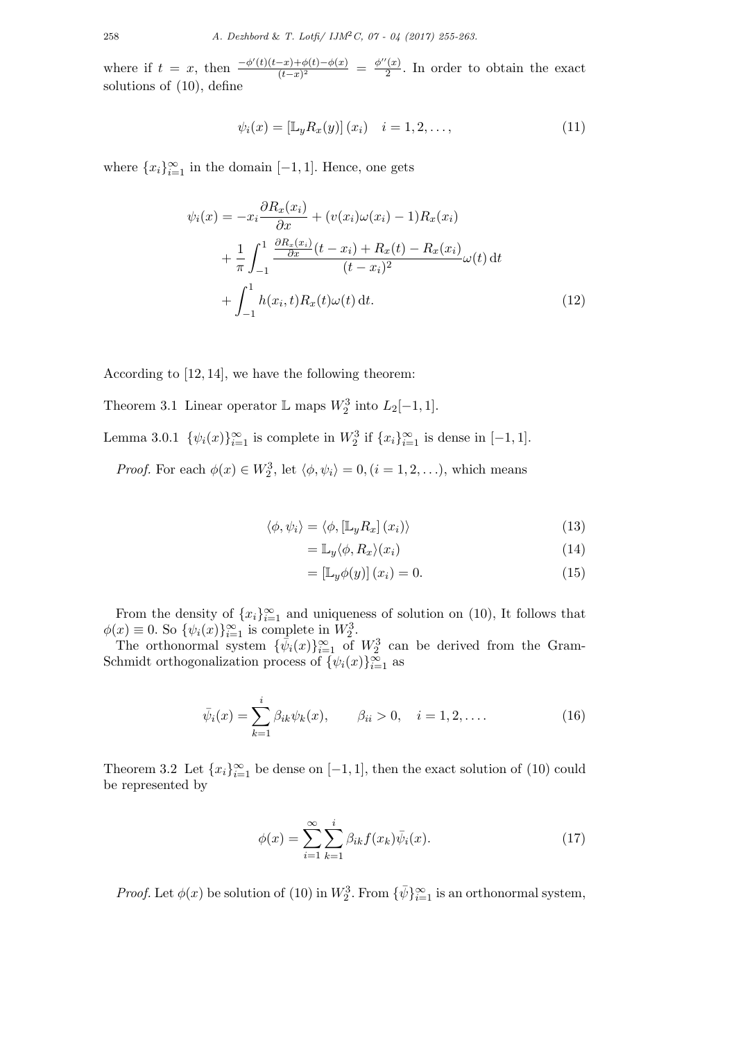where if $t = x$, then $\frac{-\phi'(t)(t-x)+\phi(t)-\phi(x)}{(t-x)^2} = \frac{\phi''(x)}{2}$. In order to obtain the exact solutions of (10), define

$$\psi_i(x) = [\mathbb{L}_y R_x(y)]\,(x_i) \quad i = 1, 2, \ldots, \tag{11}$$

where $\{x_i\}_{i=1}^{\infty}$ in the domain $[-1, 1]$. Hence, one gets

$$\begin{aligned}
\psi_i(x) &= -x_i \frac{\partial R_x(x_i)}{\partial x} + (v(x_i)\omega(x_i) - 1)R_x(x_i) \\
&\quad + \frac{1}{\pi}\int_{-1}^{1} \frac{\frac{\partial R_x(x_i)}{\partial x}(t - x_i) + R_x(t) - R_x(x_i)}{(t - x_i)^2}\omega(t)\,\mathrm{d}t \\
&\quad + \int_{-1}^{1} h(x_i, t)R_x(t)\omega(t)\,\mathrm{d}t.
\end{aligned} \tag{12}$$

According to [12, 14], we have the following theorem:

Theorem 3.1 Linear operator $\mathbb{L}$ maps $W_2^3$ into $L_2[-1, 1]$.

Lemma 3.0.1 $\{\psi_i(x)\}_{i=1}^{\infty}$ is complete in $W_2^3$ if $\{x_i\}_{i=1}^{\infty}$ is dense in $[-1, 1]$.

*Proof.* For each $\phi(x) \in W_2^3$, let $\langle \phi, \psi_i \rangle = 0, (i = 1, 2, \ldots)$, which means

$$\langle \phi, \psi_i \rangle = \langle \phi, [\mathbb{L}_y R_x]\,(x_i) \rangle \tag{13}$$

$$= \mathbb{L}_y \langle \phi, R_x \rangle (x_i) \tag{14}$$

$$= [\mathbb{L}_y \phi(y)]\,(x_i) = 0. \tag{15}$$

From the density of $\{x_i\}_{i=1}^{\infty}$ and uniqueness of solution on (10), It follows that $\phi(x) \equiv 0$. So $\{\psi_i(x)\}_{i=1}^{\infty}$ is complete in $W_2^3$.

The orthonormal system $\{\bar{\psi}_i(x)\}_{i=1}^{\infty}$ of $W_2^3$ can be derived from the Gram-Schmidt orthogonalization process of $\{\psi_i(x)\}_{i=1}^{\infty}$ as

$$\bar{\psi}_i(x) = \sum_{k=1}^{i} \beta_{ik}\psi_k(x), \qquad \beta_{ii} > 0, \quad i = 1, 2, \ldots. \tag{16}$$

Theorem 3.2 Let $\{x_i\}_{i=1}^{\infty}$ be dense on $[-1, 1]$, then the exact solution of (10) could be represented by

$$\phi(x) = \sum_{i=1}^{\infty}\sum_{k=1}^{i} \beta_{ik} f(x_k)\bar{\psi}_i(x). \tag{17}$$

*Proof.* Let $\phi(x)$ be solution of (10) in $W_2^3$. From $\{\bar{\psi}\}_{i=1}^{\infty}$ is an orthonormal system,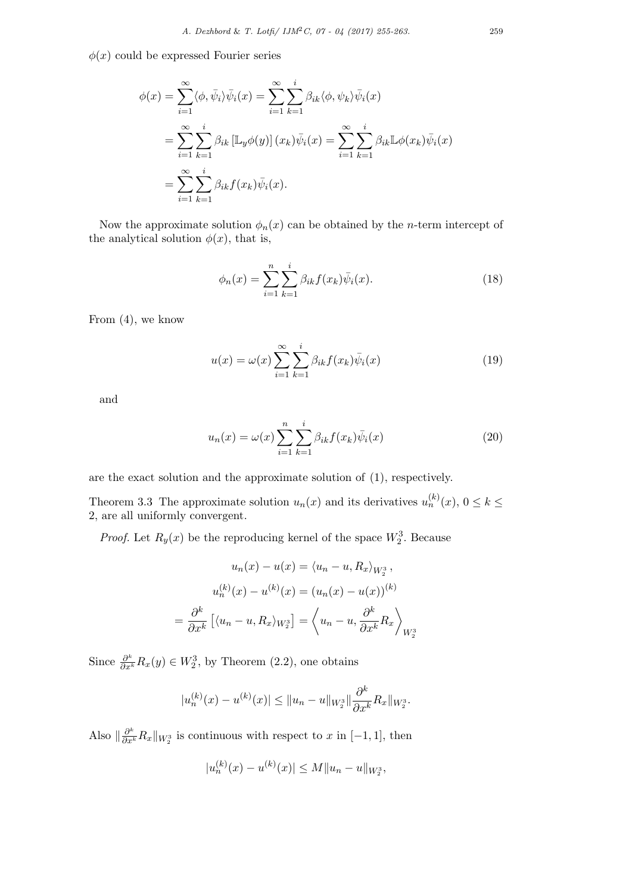$\phi(x)$ could be expressed Fourier series

$$
\begin{aligned}
\phi(x) &= \sum_{i=1}^{\infty} \langle \phi, \bar{\psi}_i \rangle \bar{\psi}_i(x) = \sum_{i=1}^{\infty} \sum_{k=1}^{i} \beta_{ik} \langle \phi, \psi_k \rangle \bar{\psi}_i(x) \\
&= \sum_{i=1}^{\infty} \sum_{k=1}^{i} \beta_{ik} \left[ \mathbb{L}_y \phi(y) \right] (x_k) \bar{\psi}_i(x) = \sum_{i=1}^{\infty} \sum_{k=1}^{i} \beta_{ik} \mathbb{L} \phi(x_k) \bar{\psi}_i(x) \\
&= \sum_{i=1}^{\infty} \sum_{k=1}^{i} \beta_{ik} f(x_k) \bar{\psi}_i(x).
\end{aligned}
$$

Now the approximate solution $\phi_n(x)$ can be obtained by the $n$-term intercept of the analytical solution $\phi(x)$, that is,

$$
\phi_n(x) = \sum_{i=1}^{n} \sum_{k=1}^{i} \beta_{ik} f(x_k) \bar{\psi}_i(x). \tag{18}
$$

From (4), we know

$$
u(x) = \omega(x) \sum_{i=1}^{\infty} \sum_{k=1}^{i} \beta_{ik} f(x_k) \bar{\psi}_i(x) \tag{19}
$$

and

$$
u_n(x) = \omega(x) \sum_{i=1}^{n} \sum_{k=1}^{i} \beta_{ik} f(x_k) \bar{\psi}_i(x) \tag{20}
$$

are the exact solution and the approximate solution of (1), respectively.

Theorem 3.3 The approximate solution $u_n(x)$ and its derivatives $u_n^{(k)}(x)$, $0 \leq k \leq 2$, are all uniformly convergent.

*Proof.* Let $R_y(x)$ be the reproducing kernel of the space $W_2^3$. Because

$$
\begin{gathered}
u_n(x) - u(x) = \langle u_n - u, R_x \rangle_{W_2^3}, \\
u_n^{(k)}(x) - u^{(k)}(x) = (u_n(x) - u(x))^{(k)} \\
= \frac{\partial^k}{\partial x^k} \left[ \langle u_n - u, R_x \rangle_{W_2^3} \right] = \left\langle u_n - u, \frac{\partial^k}{\partial x^k} R_x \right\rangle_{W_2^3}
\end{gathered}
$$

Since $\frac{\partial^k}{\partial x^k} R_x(y) \in W_2^3$, by Theorem (2.2), one obtains

$$
|u_n^{(k)}(x) - u^{(k)}(x)| \leq \|u_n - u\|_{W_2^3} \| \frac{\partial^k}{\partial x^k} R_x \|_{W_2^3}.
$$

Also $\| \frac{\partial^k}{\partial x^k} R_x \|_{W_2^3}$ is continuous with respect to $x$ in $[-1, 1]$, then

$$
|u_n^{(k)}(x) - u^{(k)}(x)| \leq M \|u_n - u\|_{W_2^3},
$$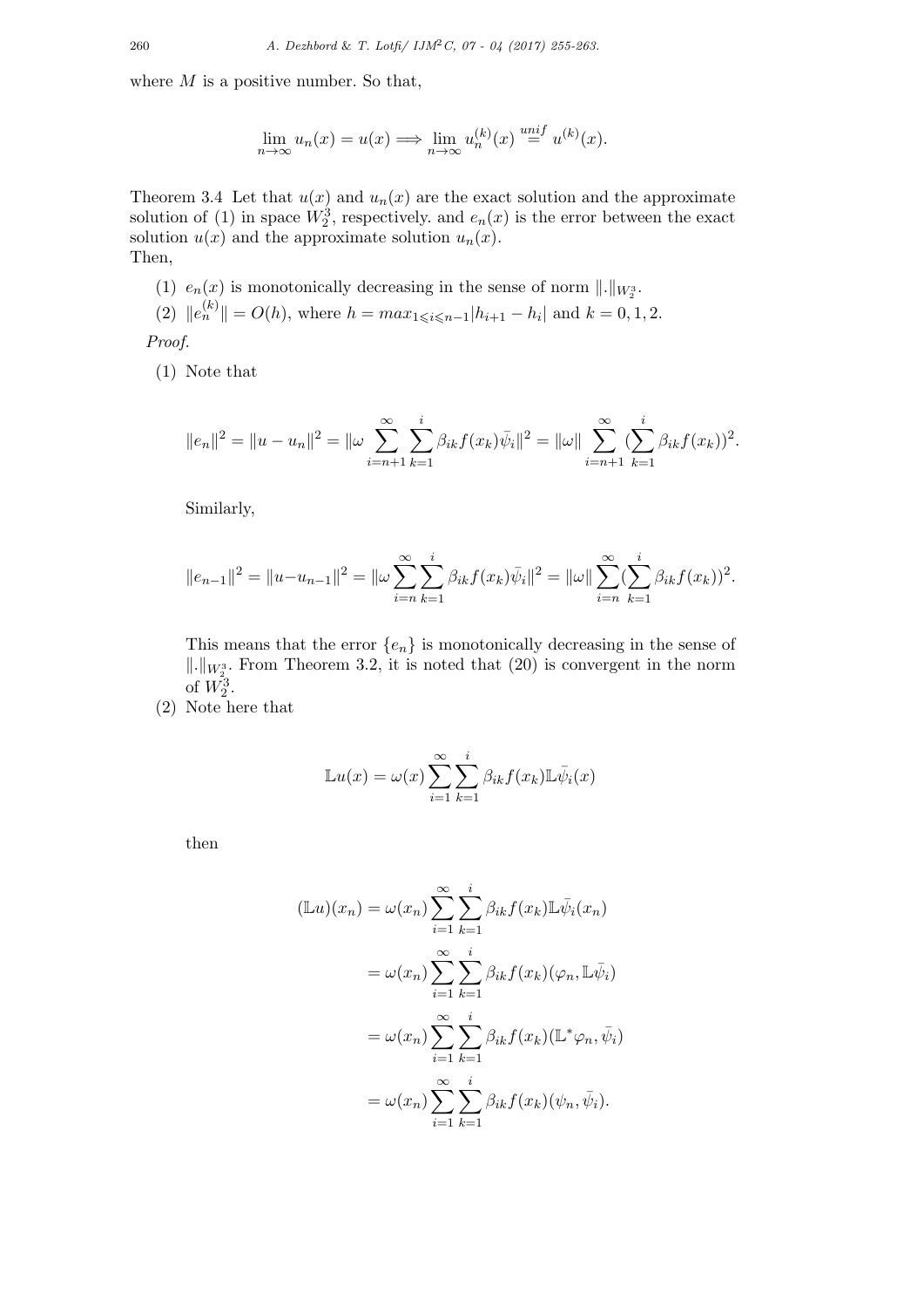where $M$ is a positive number. So that,

$$\lim_{n\to\infty} u_n(x) = u(x) \Longrightarrow \lim_{n\to\infty} u_n^{(k)}(x) \overset{unif}{=} u^{(k)}(x).$$

Theorem 3.4 Let that $u(x)$ and $u_n(x)$ are the exact solution and the approximate solution of (1) in space $W_2^3$, respectively. and $e_n(x)$ is the error between the exact solution $u(x)$ and the approximate solution $u_n(x)$.
Then,

(1) $e_n(x)$ is monotonically decreasing in the sense of norm $\|.\|_{W_2^3}$.

(2) $\|e_n^{(k)}\| = O(h)$, where $h = max_{1\leqslant i\leqslant n-1}|h_{i+1} - h_i|$ and $k = 0, 1, 2$.

*Proof.*

(1) Note that

$$\|e_n\|^2 = \|u - u_n\|^2 = \|\omega \sum_{i=n+1}^{\infty}\sum_{k=1}^{i} \beta_{ik} f(x_k)\bar{\psi}_i\|^2 = \|\omega\| \sum_{i=n+1}^{\infty}(\sum_{k=1}^{i} \beta_{ik} f(x_k))^2.$$

Similarly,

$$\|e_{n-1}\|^2 = \|u - u_{n-1}\|^2 = \|\omega \sum_{i=n}^{\infty}\sum_{k=1}^{i} \beta_{ik} f(x_k)\bar{\psi}_i\|^2 = \|\omega\| \sum_{i=n}^{\infty}(\sum_{k=1}^{i} \beta_{ik} f(x_k))^2.$$

This means that the error $\{e_n\}$ is monotonically decreasing in the sense of $\|.\|_{W_2^3}$. From Theorem 3.2, it is noted that (20) is convergent in the norm of $W_2^3$.

(2) Note here that

$$\mathbb{L}u(x) = \omega(x) \sum_{i=1}^{\infty}\sum_{k=1}^{i} \beta_{ik} f(x_k)\mathbb{L}\bar{\psi}_i(x)$$

then

$$\begin{aligned}
(\mathbb{L}u)(x_n) &= \omega(x_n) \sum_{i=1}^{\infty}\sum_{k=1}^{i} \beta_{ik} f(x_k)\mathbb{L}\bar{\psi}_i(x_n) \\
&= \omega(x_n) \sum_{i=1}^{\infty}\sum_{k=1}^{i} \beta_{ik} f(x_k)(\varphi_n, \mathbb{L}\bar{\psi}_i) \\
&= \omega(x_n) \sum_{i=1}^{\infty}\sum_{k=1}^{i} \beta_{ik} f(x_k)(\mathbb{L}^*\varphi_n, \bar{\psi}_i) \\
&= \omega(x_n) \sum_{i=1}^{\infty}\sum_{k=1}^{i} \beta_{ik} f(x_k)(\psi_n, \bar{\psi}_i).
\end{aligned}$$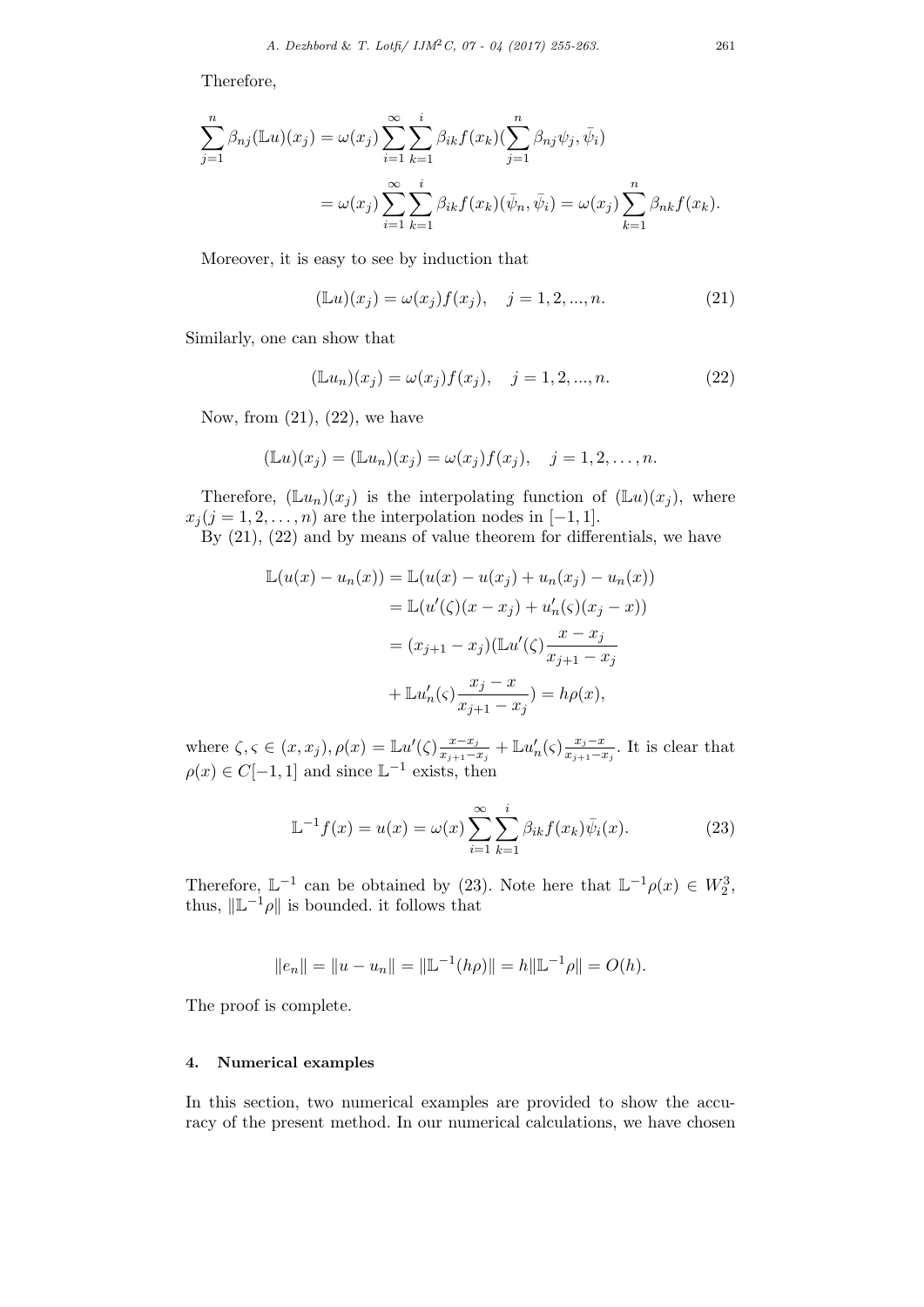Therefore,

$$
\begin{aligned}
\sum_{j=1}^{n} \beta_{nj} (\mathbb{L}u)(x_j) &= \omega(x_j) \sum_{i=1}^{\infty} \sum_{k=1}^{i} \beta_{ik} f(x_k) (\sum_{j=1}^{n} \beta_{nj} \psi_j, \bar{\psi}_i) \\
&= \omega(x_j) \sum_{i=1}^{\infty} \sum_{k=1}^{i} \beta_{ik} f(x_k) (\bar{\psi}_n, \bar{\psi}_i) = \omega(x_j) \sum_{k=1}^{n} \beta_{nk} f(x_k).
\end{aligned}
$$

Moreover, it is easy to see by induction that

$$
(\mathbb{L}u)(x_j) = \omega(x_j) f(x_j), \quad j = 1, 2, ..., n. \tag{21}
$$

Similarly, one can show that

$$
(\mathbb{L}u_n)(x_j) = \omega(x_j) f(x_j), \quad j = 1, 2, ..., n. \tag{22}
$$

Now, from (21), (22), we have

$$
(\mathbb{L}u)(x_j) = (\mathbb{L}u_n)(x_j) = \omega(x_j) f(x_j), \quad j = 1, 2, \ldots, n.
$$

Therefore, $(\mathbb{L}u_n)(x_j)$ is the interpolating function of $(\mathbb{L}u)(x_j)$, where $x_j (j = 1, 2, \ldots, n)$ are the interpolation nodes in $[-1, 1]$.

By (21), (22) and by means of value theorem for differentials, we have

$$
\begin{aligned}
\mathbb{L}(u(x) - u_n(x)) &= \mathbb{L}(u(x) - u(x_j) + u_n(x_j) - u_n(x)) \\
&= \mathbb{L}(u'(\zeta)(x - x_j) + u_n'(\varsigma)(x_j - x)) \\
&= (x_{j+1} - x_j)(\mathbb{L}u'(\zeta) \frac{x - x_j}{x_{j+1} - x_j} \\
&\quad + \mathbb{L}u_n'(\varsigma) \frac{x_j - x}{x_{j+1} - x_j}) = h\rho(x),
\end{aligned}
$$

where $\zeta, \varsigma \in (x, x_j), \rho(x) = \mathbb{L}u'(\zeta) \frac{x - x_j}{x_{j+1} - x_j} + \mathbb{L}u_n'(\varsigma) \frac{x_j - x}{x_{j+1} - x_j}$. It is clear that $\rho(x) \in C[-1, 1]$ and since $\mathbb{L}^{-1}$ exists, then

$$
\mathbb{L}^{-1} f(x) = u(x) = \omega(x) \sum_{i=1}^{\infty} \sum_{k=1}^{i} \beta_{ik} f(x_k) \bar{\psi}_i(x). \tag{23}
$$

Therefore, $\mathbb{L}^{-1}$ can be obtained by (23). Note here that $\mathbb{L}^{-1}\rho(x) \in W_2^3$, thus, $\|\mathbb{L}^{-1}\rho\|$ is bounded. it follows that

$$
\|e_n\| = \|u - u_n\| = \|\mathbb{L}^{-1}(h\rho)\| = h\|\mathbb{L}^{-1}\rho\| = O(h).
$$

The proof is complete.

## 4. Numerical examples

In this section, two numerical examples are provided to show the accuracy of the present method. In our numerical calculations, we have chosen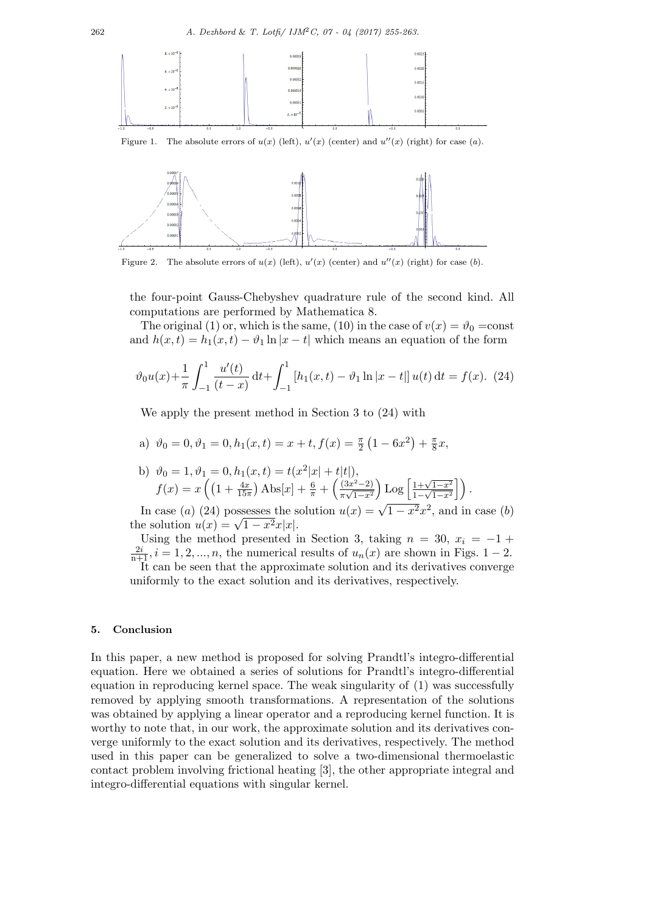Figure 1. The absolute errors of $u(x)$ (left), $u'(x)$ (center) and $u''(x)$ (right) for case $(a)$.

Figure 2. The absolute errors of $u(x)$ (left), $u'(x)$ (center) and $u''(x)$ (right) for case $(b)$.

the four-point Gauss-Chebyshev quadrature rule of the second kind. All computations are performed by Mathematica 8.

The original (1) or, which is the same, (10) in the case of $v(x) = \vartheta_0$ =const and $h(x,t) = h_1(x,t) - \vartheta_1 \ln |x-t|$ which means an equation of the form

$$\vartheta_0 u(x) + \frac{1}{\pi}\int_{-1}^{1} \frac{u'(t)}{(t-x)}\,\mathrm{d}t + \int_{-1}^{1} [h_1(x,t) - \vartheta_1 \ln|x-t|]\, u(t)\,\mathrm{d}t = f(x). \quad (24)$$

We apply the present method in Section 3 to (24) with

a) $\vartheta_0 = 0, \vartheta_1 = 0, h_1(x,t) = x + t, f(x) = \frac{\pi}{2}\left(1 - 6x^2\right) + \frac{\pi}{8}x,$

b) $\vartheta_0 = 1, \vartheta_1 = 0, h_1(x,t) = t(x^2|x| + t|t|),$
$f(x) = x\left(\left(1 + \frac{4x}{15\pi}\right)\mathrm{Abs}[x] + \frac{6}{\pi} + \left(\frac{(3x^2-2)}{\pi\sqrt{1-x^2}}\right)\mathrm{Log}\left[\frac{1+\sqrt{1-x^2}}{1-\sqrt{1-x^2}}\right]\right).$

In case $(a)$ (24) possesses the solution $u(x) = \sqrt{1-x^2}x^2$, and in case $(b)$ the solution $u(x) = \sqrt{1-x^2}x|x|$.

Using the method presented in Section 3, taking $n = 30$, $x_i = -1 + \frac{2i}{n+1}, i = 1, 2, ..., n$, the numerical results of $u_n(x)$ are shown in Figs. $1-2$. It can be seen that the approximate solution and its derivatives converge uniformly to the exact solution and its derivatives, respectively.

## 5. Conclusion

In this paper, a new method is proposed for solving Prandtl's integro-differential equation. Here we obtained a series of solutions for Prandtl's integro-differential equation in reproducing kernel space. The weak singularity of (1) was successfully removed by applying smooth transformations. A representation of the solutions was obtained by applying a linear operator and a reproducing kernel function. It is worthy to note that, in our work, the approximate solution and its derivatives converge uniformly to the exact solution and its derivatives, respectively. The method used in this paper can be generalized to solve a two-dimensional thermoelastic contact problem involving frictional heating [3], the other appropriate integral and integro-differential equations with singular kernel.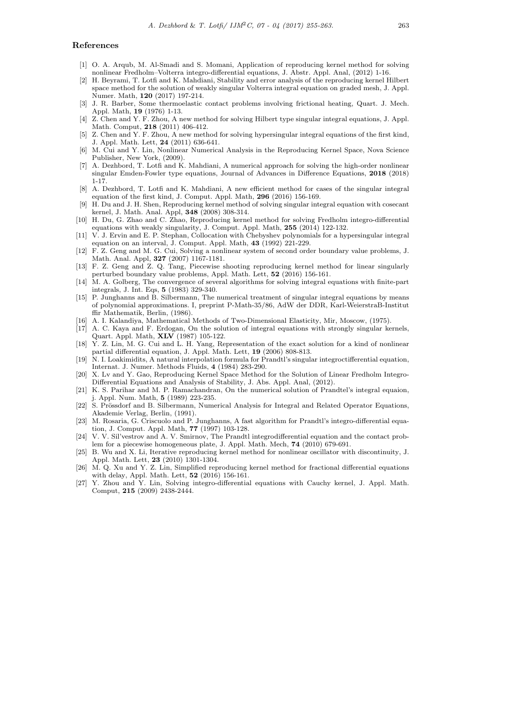## References

[1] O. A. Arqub, M. Al-Smadi and S. Momani, Application of reproducing kernel method for solving nonlinear Fredholm–Volterra integro-differential equations, J. Abstr. Appl. Anal, (2012) 1-16.

[2] H. Beyrami, T. Lotfi and K. Mahdiani, Stability and error analysis of the reproducing kernel Hilbert space method for the solution of weakly singular Volterra integral equation on graded mesh, J. Appl. Numer. Math, **120** (2017) 197-214.

[3] J. R. Barber, Some thermoelastic contact problems involving frictional heating, Quart. J. Mech. Appl. Math, **19** (1976) 1-13.

[4] Z. Chen and Y. F. Zhou, A new method for solving Hilbert type singular integral equations, J. Appl. Math. Comput, **218** (2011) 406-412.

[5] Z. Chen and Y. F. Zhou, A new method for solving hypersingular integral equations of the first kind, J. Appl. Math. Lett, **24** (2011) 636-641.

[6] M. Cui and Y. Lin, Nonlinear Numerical Analysis in the Reproducing Kernel Space, Nova Science Publisher, New York, (2009).

[7] A. Dezhbord, T. Lotfi and K. Mahdiani, A numerical approach for solving the high-order nonlinear singular Emden-Fowler type equations, Journal of Advances in Difference Equations, **2018** (2018) 1-17.

[8] A. Dezhbord, T. Lotfi and K. Mahdiani, A new efficient method for cases of the singular integral equation of the first kind, J. Comput. Appl. Math, **296** (2016) 156-169.

[9] H. Du and J. H. Shen, Reproducing kernel method of solving singular integral equation with cosecant kernel, J. Math. Anal. Appl, **348** (2008) 308-314.

[10] H. Du, G. Zhao and C. Zhao, Reproducing kernel method for solving Fredholm integro-differential equations with weakly singularity, J. Comput. Appl. Math, **255** (2014) 122-132.

[11] V. J. Ervin and E. P. Stephan, Collocation with Chebyshev polynomials for a hypersingular integral equation on an interval, J. Comput. Appl. Math, **43** (1992) 221-229.

[12] F. Z. Geng and M. G. Cui, Solving a nonlinear system of second order boundary value problems, J. Math. Anal. Appl, **327** (2007) 1167-1181.

[13] F. Z. Geng and Z. Q. Tang, Piecewise shooting reproducing kernel method for linear singularly perturbed boundary value problems, Appl. Math. Lett, **52** (2016) 156-161.

[14] M. A. Golberg, The convergence of several algorithms for solving integral equations with finite-part integrals, J. Int. Eqs, **5** (1983) 329-340.

[15] P. Junghanns and B. Silbermann, The numerical treatment of singular integral equations by means of polynomial approximations. I, preprint P-Math-35/86, AdW der DDR, Karl-WeierstraB-Institut ffir Mathematik, Berlin, (1986).

[16] A. I. Kalandiya, Mathematical Methods of Two-Dimensional Elasticity, Mir, Moscow, (1975).

[17] A. C. Kaya and F. Erdogan, On the solution of integral equations with strongly singular kernels, Quart. Appl. Math, **XLV** (1987) 105-122.

[18] Y. Z. Lin, M. G. Cui and L. H. Yang, Representation of the exact solution for a kind of nonlinear partial differential equation, J. Appl. Math. Lett, **19** (2006) 808-813.

[19] N. I. Loakimidits, A natural interpolation formula for Prandtl's singular integroctifferential equation, Internat. J. Numer. Methods Fluids, **4** (1984) 283-290.

[20] X. Lv and Y. Gao, Reproducing Kernel Space Method for the Solution of Linear Fredholm Integro-Differential Equations and Analysis of Stability, J. Abs. Appl. Anal, (2012).

[21] K. S. Parihar and M. P. Ramachandran, On the numerical solution of Prandtel's integral equaion, j. Appl. Num. Math, **5** (1989) 223-235.

[22] S. Prössdorf and B. Silbermann, Numerical Analysis for Integral and Related Operator Equations, Akademie Verlag, Berlin, (1991).

[23] M. Rosaria, G. Criscuolo and P. Junghanns, A fast algorithm for Prandtl's integro-differential equation, J. Comput. Appl. Math, **77** (1997) 103-128.

[24] V. V. Sil'vestrov and A. V. Smirnov, The Prandtl integrodifferential equation and the contact problem for a piecewise homogeneous plate, J. Appl. Math. Mech, **74** (2010) 679-691.

[25] B. Wu and X. Li, Iterative reproducing kernel method for nonlinear oscillator with discontinuity, J. Appl. Math. Lett, **23** (2010) 1301-1304.

[26] M. Q. Xu and Y. Z. Lin, Simplified reproducing kernel method for fractional differential equations with delay, Appl. Math. Lett, **52** (2016) 156-161.

[27] Y. Zhou and Y. Lin, Solving integro-differential equations with Cauchy kernel, J. Appl. Math. Comput, **215** (2009) 2438-2444.